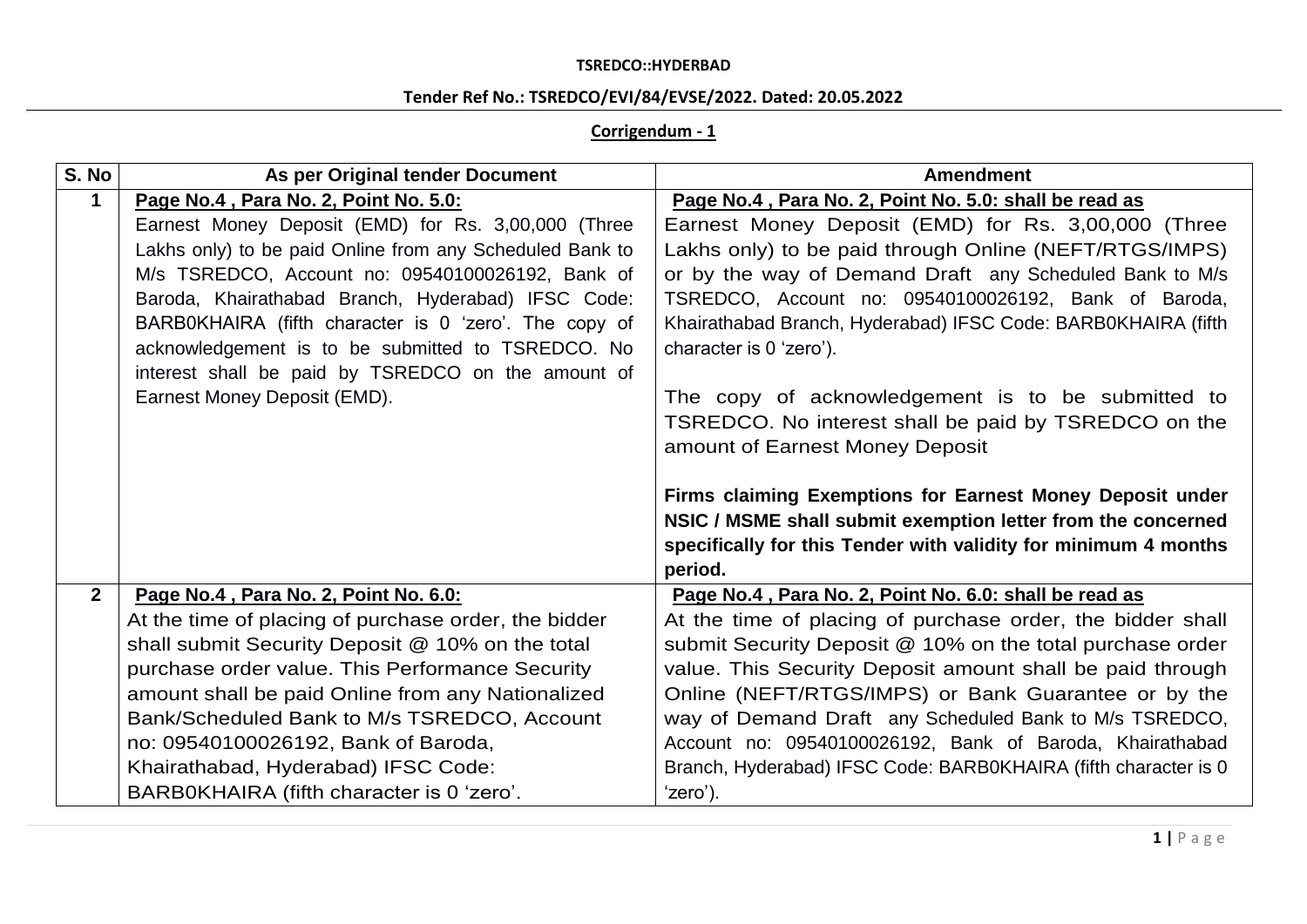**TSREDCO::HYDERBAD**

**Tender Ref No.: TSREDCO/EVI/84/EVSE/2022. Dated: 20.05.2022**

**Corrigendum - 1**

| S. No | As per Original tender Document | Amendment |
|---|---|---|
| 1 | **Page No.4 , Para No. 2, Point No. 5.0:**<br>Earnest Money Deposit (EMD) for Rs. 3,00,000 (Three Lakhs only) to be paid Online from any Scheduled Bank to M/s TSREDCO, Account no: 09540100026192, Bank of Baroda, Khairathabad Branch, Hyderabad) IFSC Code: BARB0KHAIRA (fifth character is 0 'zero'. The copy of acknowledgement is to be submitted to TSREDCO. No interest shall be paid by TSREDCO on the amount of Earnest Money Deposit (EMD). | **Page No.4 , Para No. 2, Point No. 5.0: shall be read as**<br>Earnest Money Deposit (EMD) for Rs. 3,00,000 (Three Lakhs only) to be paid through Online (NEFT/RTGS/IMPS) or by the way of Demand Draft any Scheduled Bank to M/s TSREDCO, Account no: 09540100026192, Bank of Baroda, Khairathabad Branch, Hyderabad) IFSC Code: BARB0KHAIRA (fifth character is 0 'zero').<br><br>The copy of acknowledgement is to be submitted to TSREDCO. No interest shall be paid by TSREDCO on the amount of Earnest Money Deposit<br><br>**Firms claiming Exemptions for Earnest Money Deposit under NSIC / MSME shall submit exemption letter from the concerned specifically for this Tender with validity for minimum 4 months period.** |
| 2 | **Page No.4 , Para No. 2, Point No. 6.0:**<br>At the time of placing of purchase order, the bidder shall submit Security Deposit @ 10% on the total purchase order value. This Performance Security amount shall be paid Online from any Nationalized Bank/Scheduled Bank to M/s TSREDCO, Account no: 09540100026192, Bank of Baroda, Khairathabad, Hyderabad) IFSC Code: BARB0KHAIRA (fifth character is 0 'zero'. | **Page No.4 , Para No. 2, Point No. 6.0: shall be read as**<br>At the time of placing of purchase order, the bidder shall submit Security Deposit @ 10% on the total purchase order value. This Security Deposit amount shall be paid through Online (NEFT/RTGS/IMPS) or Bank Guarantee or by the way of Demand Draft any Scheduled Bank to M/s TSREDCO, Account no: 09540100026192, Bank of Baroda, Khairathabad Branch, Hyderabad) IFSC Code: BARB0KHAIRA (fifth character is 0 'zero'). |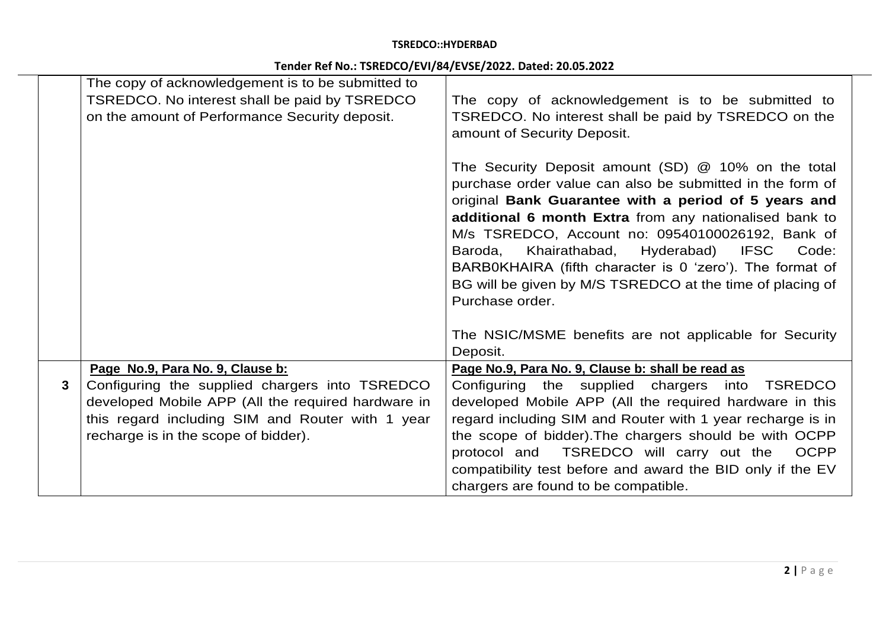| | | |
|---|---|---|
| | The copy of acknowledgement is to be submitted to TSREDCO. No interest shall be paid by TSREDCO on the amount of Performance Security deposit. | The copy of acknowledgement is to be submitted to TSREDCO. No interest shall be paid by TSREDCO on the amount of Security Deposit.<br><br>The Security Deposit amount (SD) @ 10% on the total purchase order value can also be submitted in the form of original **Bank Guarantee with a period of 5 years and additional 6 month Extra** from any nationalised bank to M/s TSREDCO, Account no: 09540100026192, Bank of Baroda, Khairathabad, Hyderabad) IFSC Code: BARB0KHAIRA (fifth character is 0 'zero'). The format of BG will be given by M/S TSREDCO at the time of placing of Purchase order.<br><br>The NSIC/MSME benefits are not applicable for Security Deposit. |
| **3** | **Page No.9, Para No. 9, Clause b:**<br>Configuring the supplied chargers into TSREDCO developed Mobile APP (All the required hardware in this regard including SIM and Router with 1 year recharge is in the scope of bidder). | **Page No.9, Para No. 9, Clause b: shall be read as**<br>Configuring the supplied chargers into TSREDCO developed Mobile APP (All the required hardware in this regard including SIM and Router with 1 year recharge is in the scope of bidder).The chargers should be with OCPP protocol and TSREDCO will carry out the OCPP compatibility test before and award the BID only if the EV chargers are found to be compatible. |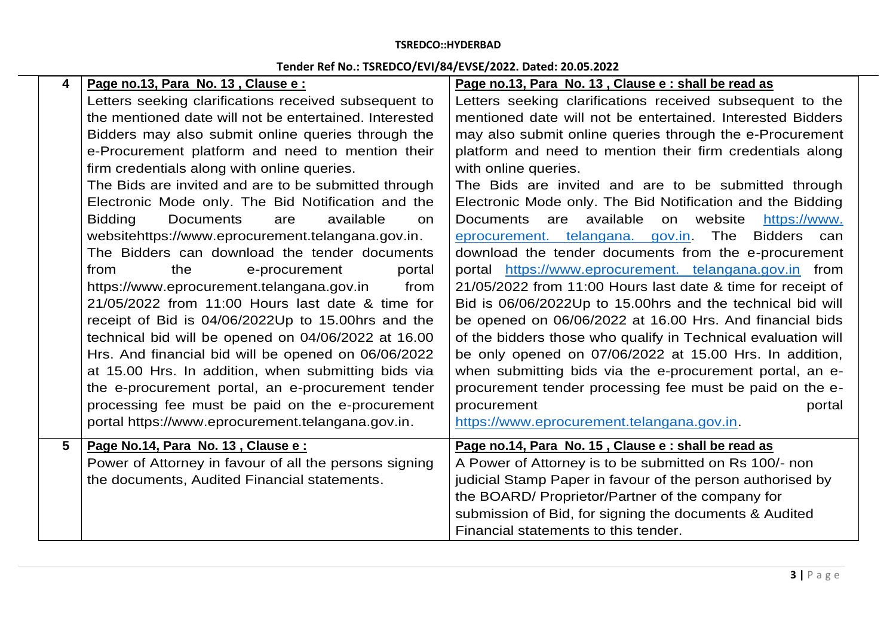**TSREDCO::HYDERBAD**

**Tender Ref No.: TSREDCO/EVI/84/EVSE/2022. Dated: 20.05.2022**

| | | |
|---|---|---|
| 4 | **Page no.13, Para No. 13 , Clause e :**<br>Letters seeking clarifications received subsequent to the mentioned date will not be entertained. Interested Bidders may also submit online queries through the e-Procurement platform and need to mention their firm credentials along with online queries.<br>The Bids are invited and are to be submitted through Electronic Mode only. The Bid Notification and the Bidding Documents are available on websitehttps://www.eprocurement.telangana.gov.in.<br>The Bidders can download the tender documents from the e-procurement portal https://www.eprocurement.telangana.gov.in from 21/05/2022 from 11:00 Hours last date & time for receipt of Bid is 04/06/2022Up to 15.00hrs and the technical bid will be opened on 04/06/2022 at 16.00 Hrs. And financial bid will be opened on 06/06/2022 at 15.00 Hrs. In addition, when submitting bids via the e-procurement portal, an e-procurement tender processing fee must be paid on the e-procurement portal https://www.eprocurement.telangana.gov.in. | **Page no.13, Para No. 13 , Clause e : shall be read as**<br>Letters seeking clarifications received subsequent to the mentioned date will not be entertained. Interested Bidders may also submit online queries through the e-Procurement platform and need to mention their firm credentials along with online queries.<br>The Bids are invited and are to be submitted through Electronic Mode only. The Bid Notification and the Bidding Documents are available on website https://www. eprocurement. telangana. gov.in. The Bidders can download the tender documents from the e-procurement portal https://www.eprocurement. telangana.gov.in from 21/05/2022 from 11:00 Hours last date & time for receipt of Bid is 06/06/2022Up to 15.00hrs and the technical bid will be opened on 06/06/2022 at 16.00 Hrs. And financial bids of the bidders those who qualify in Technical evaluation will be only opened on 07/06/2022 at 15.00 Hrs. In addition, when submitting bids via the e-procurement portal, an e-procurement tender processing fee must be paid on the e-procurement portal https://www.eprocurement.telangana.gov.in. |
| 5 | **Page No.14, Para No. 13 , Clause e :**<br>Power of Attorney in favour of all the persons signing the documents, Audited Financial statements. | **Page no.14, Para No. 15 , Clause e : shall be read as**<br>A Power of Attorney is to be submitted on Rs 100/- non judicial Stamp Paper in favour of the person authorised by the BOARD/ Proprietor/Partner of the company for submission of Bid, for signing the documents & Audited Financial statements to this tender. |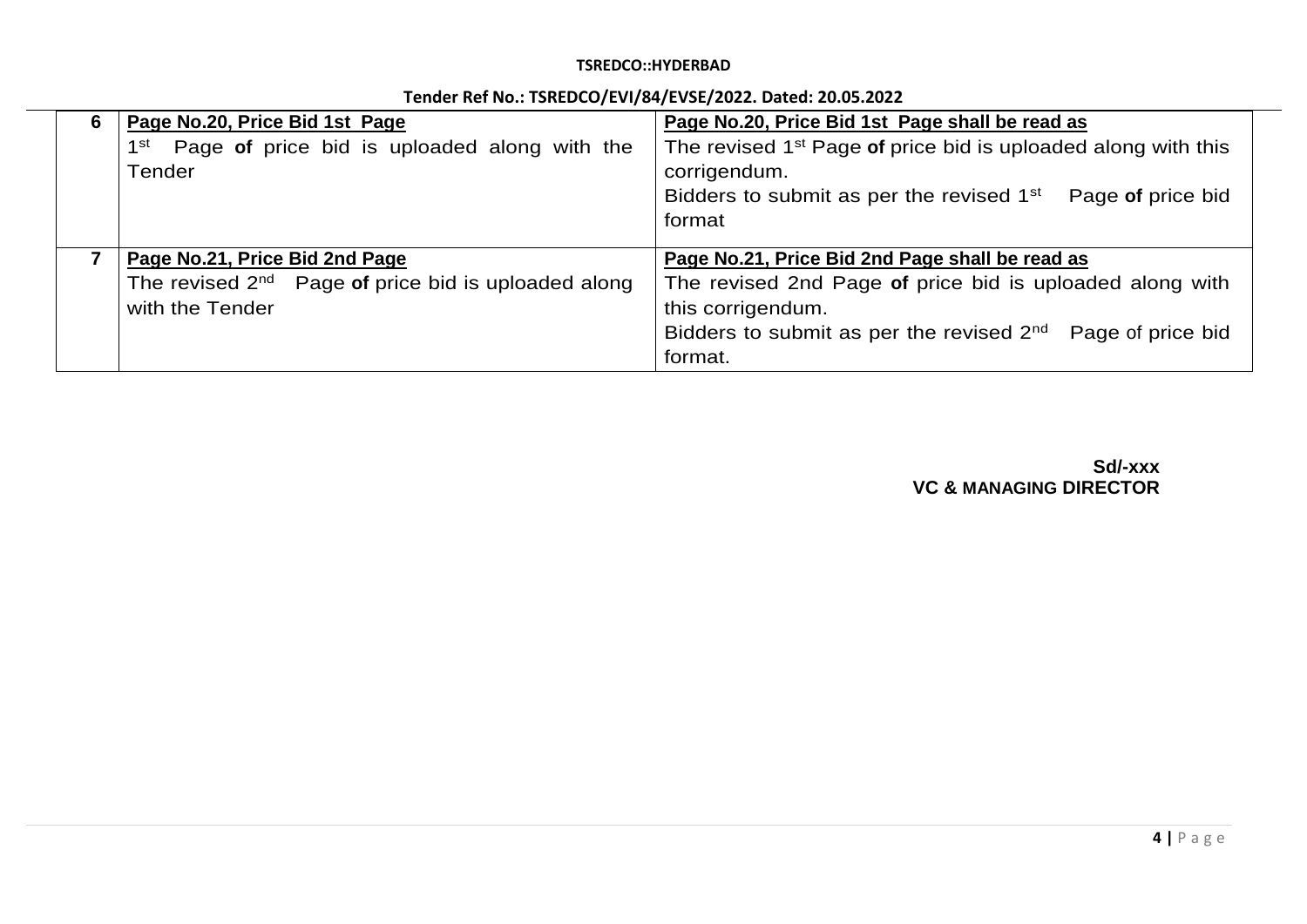| | | |
|---|---|---|
| 6 | **Page No.20, Price Bid 1st Page**<br>1st Page **of** price bid is uploaded along with the Tender | **Page No.20, Price Bid 1st Page shall be read as**<br>The revised 1st Page **of** price bid is uploaded along with this corrigendum.<br>Bidders to submit as per the revised 1st Page **of** price bid format |
| 7 | **Page No.21, Price Bid 2nd Page**<br>The revised 2nd Page **of** price bid is uploaded along with the Tender | **Page No.21, Price Bid 2nd Page shall be read as**<br>The revised 2nd Page **of** price bid is uploaded along with this corrigendum.<br>Bidders to submit as per the revised 2nd Page of price bid format. |

**Sd/-xxx**
**VC & MANAGING DIRECTOR**